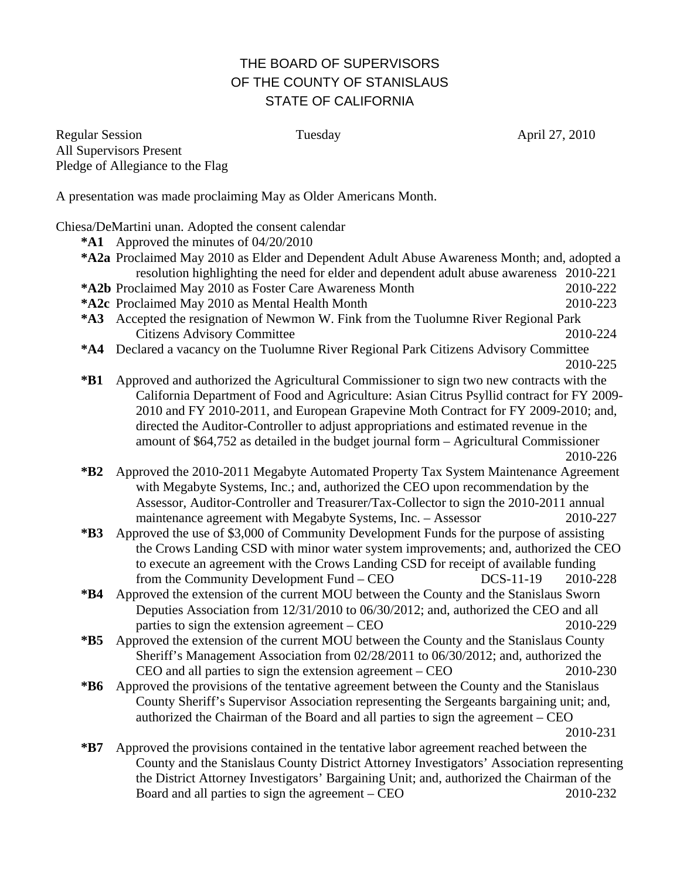# THE BOARD OF SUPERVISORS
# OF THE COUNTY OF STANISLAUS
# STATE OF CALIFORNIA

Regular Session Tuesday April 27, 2010
All Supervisors Present
Pledge of Allegiance to the Flag

A presentation was made proclaiming May as Older Americans Month.

Chiesa/DeMartini unan. Adopted the consent calendar

**\*A1** Approved the minutes of 04/20/2010

**\*A2a** Proclaimed May 2010 as Elder and Dependent Adult Abuse Awareness Month; and, adopted a resolution highlighting the need for elder and dependent adult abuse awareness 2010-221

**\*A2b** Proclaimed May 2010 as Foster Care Awareness Month 2010-222

**\*A2c** Proclaimed May 2010 as Mental Health Month 2010-223

**\*A3** Accepted the resignation of Newmon W. Fink from the Tuolumne River Regional Park Citizens Advisory Committee 2010-224

**\*A4** Declared a vacancy on the Tuolumne River Regional Park Citizens Advisory Committee 2010-225

**\*B1** Approved and authorized the Agricultural Commissioner to sign two new contracts with the California Department of Food and Agriculture: Asian Citrus Psyllid contract for FY 2009-2010 and FY 2010-2011, and European Grapevine Moth Contract for FY 2009-2010; and, directed the Auditor-Controller to adjust appropriations and estimated revenue in the amount of $64,752 as detailed in the budget journal form – Agricultural Commissioner 2010-226

**\*B2** Approved the 2010-2011 Megabyte Automated Property Tax System Maintenance Agreement with Megabyte Systems, Inc.; and, authorized the CEO upon recommendation by the Assessor, Auditor-Controller and Treasurer/Tax-Collector to sign the 2010-2011 annual maintenance agreement with Megabyte Systems, Inc. – Assessor 2010-227

**\*B3** Approved the use of $3,000 of Community Development Funds for the purpose of assisting the Crows Landing CSD with minor water system improvements; and, authorized the CEO to execute an agreement with the Crows Landing CSD for receipt of available funding from the Community Development Fund – CEO DCS-11-19 2010-228

**\*B4** Approved the extension of the current MOU between the County and the Stanislaus Sworn Deputies Association from 12/31/2010 to 06/30/2012; and, authorized the CEO and all parties to sign the extension agreement – CEO 2010-229

**\*B5** Approved the extension of the current MOU between the County and the Stanislaus County Sheriff's Management Association from 02/28/2011 to 06/30/2012; and, authorized the CEO and all parties to sign the extension agreement – CEO 2010-230

**\*B6** Approved the provisions of the tentative agreement between the County and the Stanislaus County Sheriff's Supervisor Association representing the Sergeants bargaining unit; and, authorized the Chairman of the Board and all parties to sign the agreement – CEO 2010-231

**\*B7** Approved the provisions contained in the tentative labor agreement reached between the County and the Stanislaus County District Attorney Investigators' Association representing the District Attorney Investigators' Bargaining Unit; and, authorized the Chairman of the Board and all parties to sign the agreement – CEO 2010-232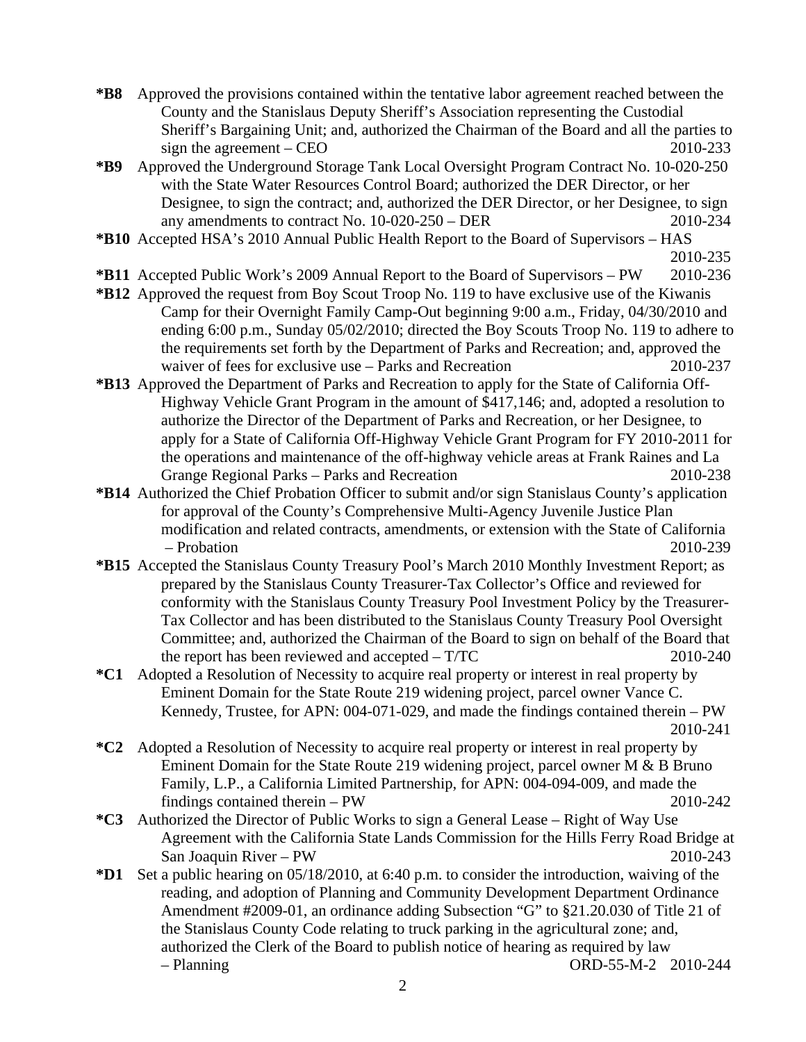**\*B8** Approved the provisions contained within the tentative labor agreement reached between the County and the Stanislaus Deputy Sheriff's Association representing the Custodial Sheriff's Bargaining Unit; and, authorized the Chairman of the Board and all the parties to sign the agreement – CEO 2010-233

**\*B9** Approved the Underground Storage Tank Local Oversight Program Contract No. 10-020-250 with the State Water Resources Control Board; authorized the DER Director, or her Designee, to sign the contract; and, authorized the DER Director, or her Designee, to sign any amendments to contract No. 10-020-250 – DER 2010-234

**\*B10** Accepted HSA's 2010 Annual Public Health Report to the Board of Supervisors – HAS 2010-235

**\*B11** Accepted Public Work's 2009 Annual Report to the Board of Supervisors – PW 2010-236

**\*B12** Approved the request from Boy Scout Troop No. 119 to have exclusive use of the Kiwanis Camp for their Overnight Family Camp-Out beginning 9:00 a.m., Friday, 04/30/2010 and ending 6:00 p.m., Sunday 05/02/2010; directed the Boy Scouts Troop No. 119 to adhere to the requirements set forth by the Department of Parks and Recreation; and, approved the waiver of fees for exclusive use – Parks and Recreation 2010-237

**\*B13** Approved the Department of Parks and Recreation to apply for the State of California Off-Highway Vehicle Grant Program in the amount of $417,146; and, adopted a resolution to authorize the Director of the Department of Parks and Recreation, or her Designee, to apply for a State of California Off-Highway Vehicle Grant Program for FY 2010-2011 for the operations and maintenance of the off-highway vehicle areas at Frank Raines and La Grange Regional Parks – Parks and Recreation 2010-238

**\*B14** Authorized the Chief Probation Officer to submit and/or sign Stanislaus County's application for approval of the County's Comprehensive Multi-Agency Juvenile Justice Plan modification and related contracts, amendments, or extension with the State of California – Probation 2010-239

**\*B15** Accepted the Stanislaus County Treasury Pool's March 2010 Monthly Investment Report; as prepared by the Stanislaus County Treasurer-Tax Collector's Office and reviewed for conformity with the Stanislaus County Treasury Pool Investment Policy by the Treasurer-Tax Collector and has been distributed to the Stanislaus County Treasury Pool Oversight Committee; and, authorized the Chairman of the Board to sign on behalf of the Board that the report has been reviewed and accepted – T/TC 2010-240

**\*C1** Adopted a Resolution of Necessity to acquire real property or interest in real property by Eminent Domain for the State Route 219 widening project, parcel owner Vance C. Kennedy, Trustee, for APN: 004-071-029, and made the findings contained therein – PW 2010-241

**\*C2** Adopted a Resolution of Necessity to acquire real property or interest in real property by Eminent Domain for the State Route 219 widening project, parcel owner M & B Bruno Family, L.P., a California Limited Partnership, for APN: 004-094-009, and made the findings contained therein – PW 2010-242

**\*C3** Authorized the Director of Public Works to sign a General Lease – Right of Way Use Agreement with the California State Lands Commission for the Hills Ferry Road Bridge at San Joaquin River – PW 2010-243

**\*D1** Set a public hearing on 05/18/2010, at 6:40 p.m. to consider the introduction, waiving of the reading, and adoption of Planning and Community Development Department Ordinance Amendment #2009-01, an ordinance adding Subsection "G" to §21.20.030 of Title 21 of the Stanislaus County Code relating to truck parking in the agricultural zone; and, authorized the Clerk of the Board to publish notice of hearing as required by law – Planning ORD-55-M-2 2010-244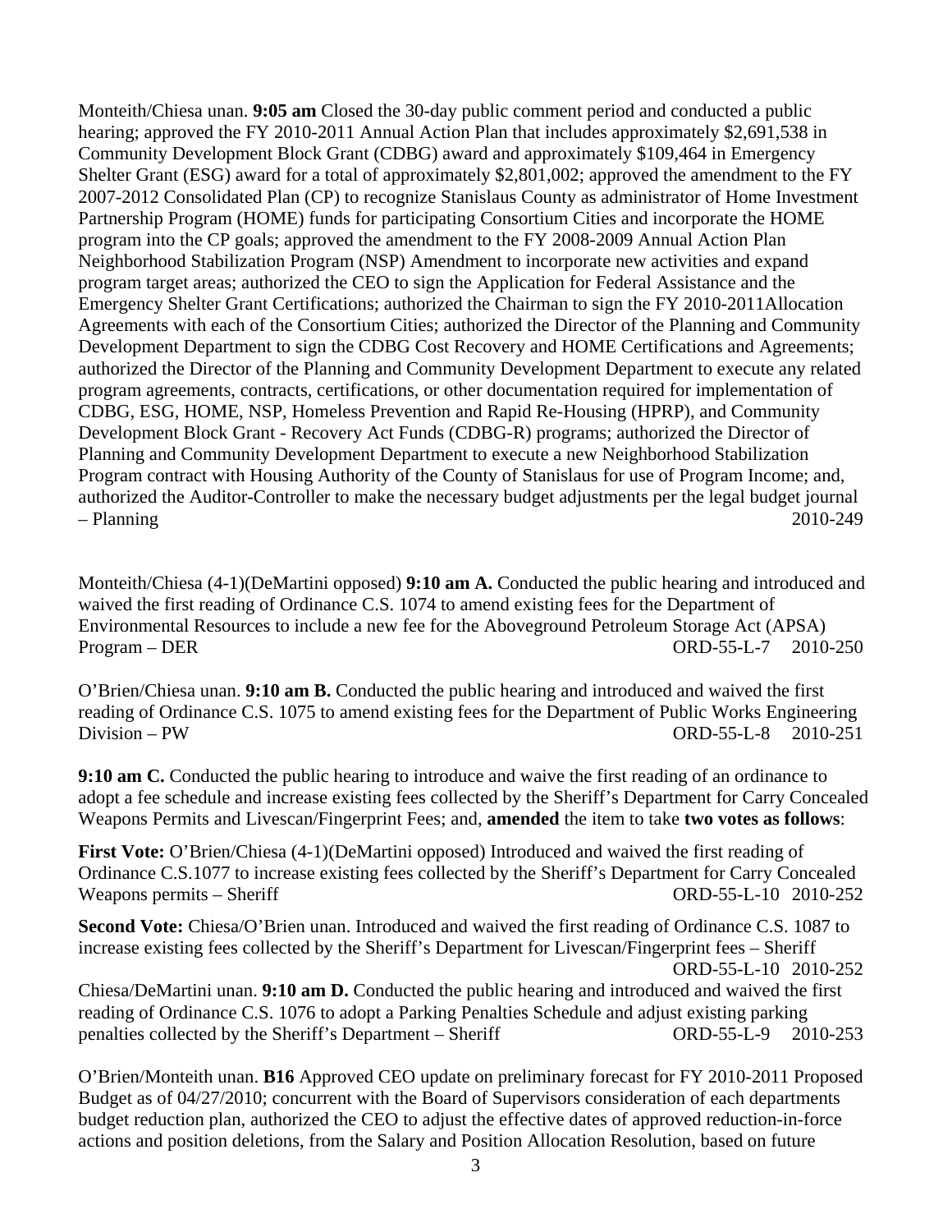Monteith/Chiesa unan. **9:05 am** Closed the 30-day public comment period and conducted a public hearing; approved the FY 2010-2011 Annual Action Plan that includes approximately $2,691,538 in Community Development Block Grant (CDBG) award and approximately $109,464 in Emergency Shelter Grant (ESG) award for a total of approximately $2,801,002; approved the amendment to the FY 2007-2012 Consolidated Plan (CP) to recognize Stanislaus County as administrator of Home Investment Partnership Program (HOME) funds for participating Consortium Cities and incorporate the HOME program into the CP goals; approved the amendment to the FY 2008-2009 Annual Action Plan Neighborhood Stabilization Program (NSP) Amendment to incorporate new activities and expand program target areas; authorized the CEO to sign the Application for Federal Assistance and the Emergency Shelter Grant Certifications; authorized the Chairman to sign the FY 2010-2011Allocation Agreements with each of the Consortium Cities; authorized the Director of the Planning and Community Development Department to sign the CDBG Cost Recovery and HOME Certifications and Agreements; authorized the Director of the Planning and Community Development Department to execute any related program agreements, contracts, certifications, or other documentation required for implementation of CDBG, ESG, HOME, NSP, Homeless Prevention and Rapid Re-Housing (HPRP), and Community Development Block Grant - Recovery Act Funds (CDBG-R) programs; authorized the Director of Planning and Community Development Department to execute a new Neighborhood Stabilization Program contract with Housing Authority of the County of Stanislaus for use of Program Income; and, authorized the Auditor-Controller to make the necessary budget adjustments per the legal budget journal – Planning 2010-249

Monteith/Chiesa (4-1)(DeMartini opposed) **9:10 am A.** Conducted the public hearing and introduced and waived the first reading of Ordinance C.S. 1074 to amend existing fees for the Department of Environmental Resources to include a new fee for the Aboveground Petroleum Storage Act (APSA) Program – DER ORD-55-L-7 2010-250

O'Brien/Chiesa unan. **9:10 am B.** Conducted the public hearing and introduced and waived the first reading of Ordinance C.S. 1075 to amend existing fees for the Department of Public Works Engineering Division – PW ORD-55-L-8 2010-251

**9:10 am C.** Conducted the public hearing to introduce and waive the first reading of an ordinance to adopt a fee schedule and increase existing fees collected by the Sheriff's Department for Carry Concealed Weapons Permits and Livescan/Fingerprint Fees; and, **amended** the item to take **two votes as follows**:

**First Vote:** O'Brien/Chiesa (4-1)(DeMartini opposed) Introduced and waived the first reading of Ordinance C.S.1077 to increase existing fees collected by the Sheriff's Department for Carry Concealed Weapons permits – Sheriff ORD-55-L-10 2010-252

**Second Vote:** Chiesa/O'Brien unan. Introduced and waived the first reading of Ordinance C.S. 1087 to increase existing fees collected by the Sheriff's Department for Livescan/Fingerprint fees – Sheriff ORD-55-L-10 2010-252

Chiesa/DeMartini unan. **9:10 am D.** Conducted the public hearing and introduced and waived the first reading of Ordinance C.S. 1076 to adopt a Parking Penalties Schedule and adjust existing parking penalties collected by the Sheriff's Department – Sheriff ORD-55-L-9 2010-253

O'Brien/Monteith unan. **B16** Approved CEO update on preliminary forecast for FY 2010-2011 Proposed Budget as of 04/27/2010; concurrent with the Board of Supervisors consideration of each departments budget reduction plan, authorized the CEO to adjust the effective dates of approved reduction-in-force actions and position deletions, from the Salary and Position Allocation Resolution, based on future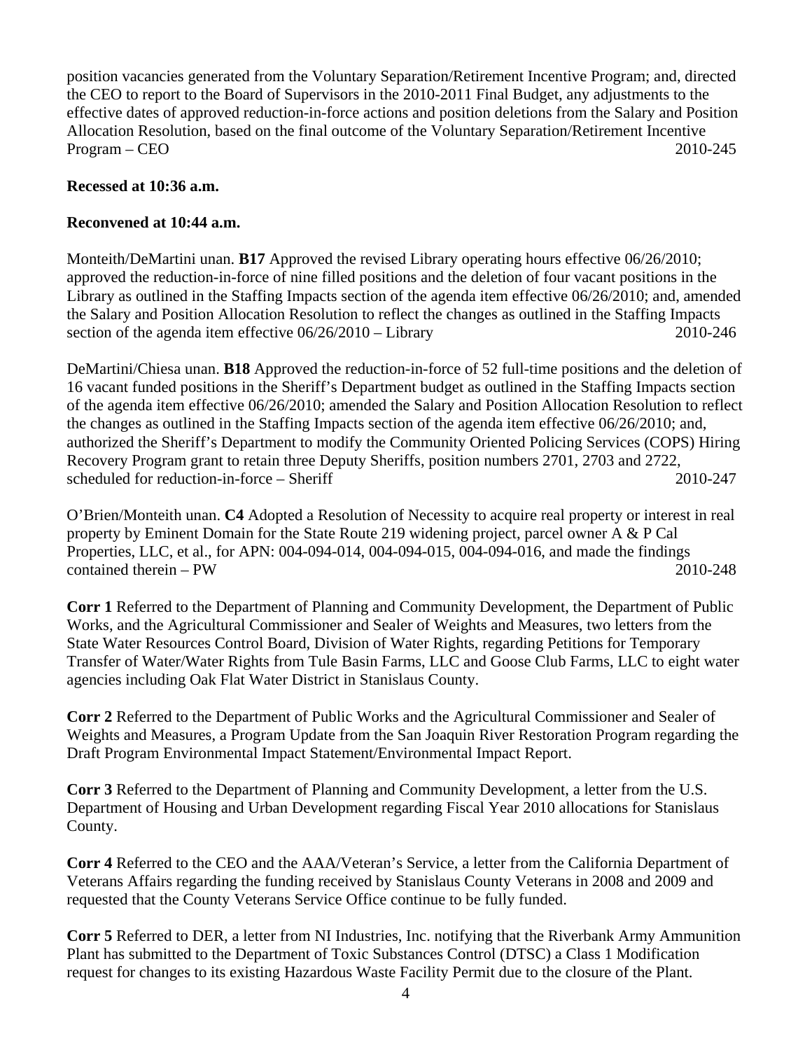position vacancies generated from the Voluntary Separation/Retirement Incentive Program; and, directed the CEO to report to the Board of Supervisors in the 2010-2011 Final Budget, any adjustments to the effective dates of approved reduction-in-force actions and position deletions from the Salary and Position Allocation Resolution, based on the final outcome of the Voluntary Separation/Retirement Incentive Program – CEO 2010-245

**Recessed at 10:36 a.m.**

**Reconvened at 10:44 a.m.**

Monteith/DeMartini unan. **B17** Approved the revised Library operating hours effective 06/26/2010; approved the reduction-in-force of nine filled positions and the deletion of four vacant positions in the Library as outlined in the Staffing Impacts section of the agenda item effective 06/26/2010; and, amended the Salary and Position Allocation Resolution to reflect the changes as outlined in the Staffing Impacts section of the agenda item effective 06/26/2010 – Library 2010-246

DeMartini/Chiesa unan. **B18** Approved the reduction-in-force of 52 full-time positions and the deletion of 16 vacant funded positions in the Sheriff's Department budget as outlined in the Staffing Impacts section of the agenda item effective 06/26/2010; amended the Salary and Position Allocation Resolution to reflect the changes as outlined in the Staffing Impacts section of the agenda item effective 06/26/2010; and, authorized the Sheriff's Department to modify the Community Oriented Policing Services (COPS) Hiring Recovery Program grant to retain three Deputy Sheriffs, position numbers 2701, 2703 and 2722, scheduled for reduction-in-force – Sheriff 2010-247

O'Brien/Monteith unan. **C4** Adopted a Resolution of Necessity to acquire real property or interest in real property by Eminent Domain for the State Route 219 widening project, parcel owner A & P Cal Properties, LLC, et al., for APN: 004-094-014, 004-094-015, 004-094-016, and made the findings contained therein – PW 2010-248

**Corr 1** Referred to the Department of Planning and Community Development, the Department of Public Works, and the Agricultural Commissioner and Sealer of Weights and Measures, two letters from the State Water Resources Control Board, Division of Water Rights, regarding Petitions for Temporary Transfer of Water/Water Rights from Tule Basin Farms, LLC and Goose Club Farms, LLC to eight water agencies including Oak Flat Water District in Stanislaus County.

**Corr 2** Referred to the Department of Public Works and the Agricultural Commissioner and Sealer of Weights and Measures, a Program Update from the San Joaquin River Restoration Program regarding the Draft Program Environmental Impact Statement/Environmental Impact Report.

**Corr 3** Referred to the Department of Planning and Community Development, a letter from the U.S. Department of Housing and Urban Development regarding Fiscal Year 2010 allocations for Stanislaus County.

**Corr 4** Referred to the CEO and the AAA/Veteran's Service, a letter from the California Department of Veterans Affairs regarding the funding received by Stanislaus County Veterans in 2008 and 2009 and requested that the County Veterans Service Office continue to be fully funded.

**Corr 5** Referred to DER, a letter from NI Industries, Inc. notifying that the Riverbank Army Ammunition Plant has submitted to the Department of Toxic Substances Control (DTSC) a Class 1 Modification request for changes to its existing Hazardous Waste Facility Permit due to the closure of the Plant.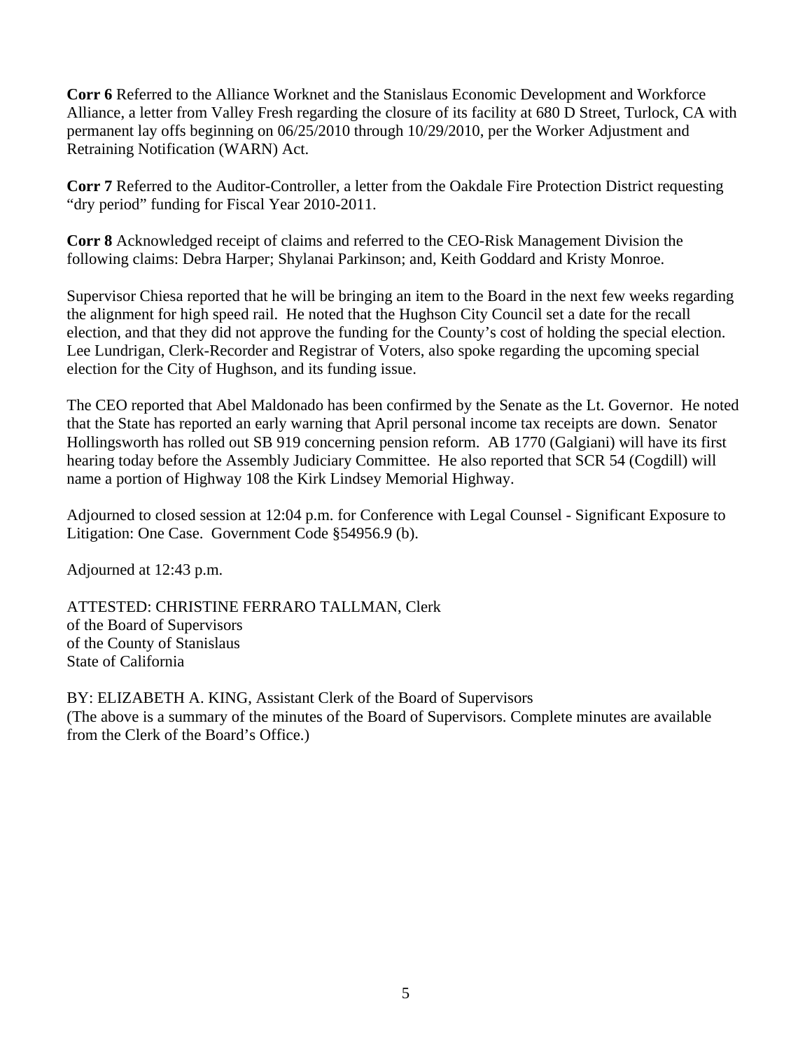**Corr 6** Referred to the Alliance Worknet and the Stanislaus Economic Development and Workforce Alliance, a letter from Valley Fresh regarding the closure of its facility at 680 D Street, Turlock, CA with permanent lay offs beginning on 06/25/2010 through 10/29/2010, per the Worker Adjustment and Retraining Notification (WARN) Act.

**Corr 7** Referred to the Auditor-Controller, a letter from the Oakdale Fire Protection District requesting "dry period" funding for Fiscal Year 2010-2011.

**Corr 8** Acknowledged receipt of claims and referred to the CEO-Risk Management Division the following claims: Debra Harper; Shylanai Parkinson; and, Keith Goddard and Kristy Monroe.

Supervisor Chiesa reported that he will be bringing an item to the Board in the next few weeks regarding the alignment for high speed rail. He noted that the Hughson City Council set a date for the recall election, and that they did not approve the funding for the County's cost of holding the special election. Lee Lundrigan, Clerk-Recorder and Registrar of Voters, also spoke regarding the upcoming special election for the City of Hughson, and its funding issue.

The CEO reported that Abel Maldonado has been confirmed by the Senate as the Lt. Governor. He noted that the State has reported an early warning that April personal income tax receipts are down. Senator Hollingsworth has rolled out SB 919 concerning pension reform. AB 1770 (Galgiani) will have its first hearing today before the Assembly Judiciary Committee. He also reported that SCR 54 (Cogdill) will name a portion of Highway 108 the Kirk Lindsey Memorial Highway.

Adjourned to closed session at 12:04 p.m. for Conference with Legal Counsel - Significant Exposure to Litigation: One Case. Government Code §54956.9 (b).

Adjourned at 12:43 p.m.

ATTESTED: CHRISTINE FERRARO TALLMAN, Clerk
of the Board of Supervisors
of the County of Stanislaus
State of California

BY: ELIZABETH A. KING, Assistant Clerk of the Board of Supervisors
(The above is a summary of the minutes of the Board of Supervisors. Complete minutes are available from the Clerk of the Board's Office.)